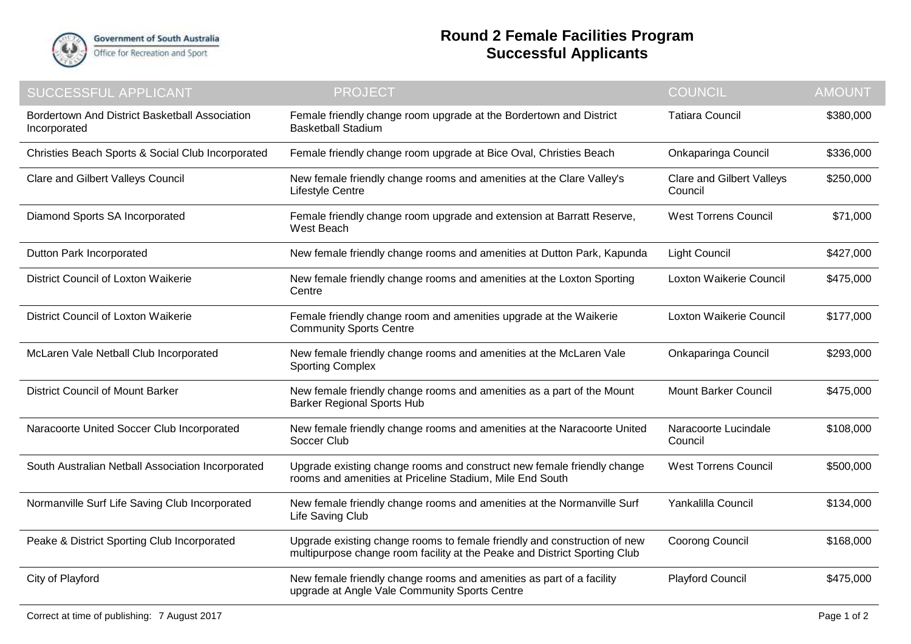Government of South Australia
Office for Recreation and Sport

# Round 2 Female Facilities Program
## Successful Applicants

| SUCCESSFUL APPLICANT | PROJECT | COUNCIL | AMOUNT |
|---|---|---|---|
| Bordertown And District Basketball Association Incorporated | Female friendly change room upgrade at the Bordertown and District Basketball Stadium | Tatiara Council | $380,000 |
| Christies Beach Sports & Social Club Incorporated | Female friendly change room upgrade at Bice Oval, Christies Beach | Onkaparinga Council | $336,000 |
| Clare and Gilbert Valleys Council | New female friendly change rooms and amenities at the Clare Valley's Lifestyle Centre | Clare and Gilbert Valleys Council | $250,000 |
| Diamond Sports SA Incorporated | Female friendly change room upgrade and extension at Barratt Reserve, West Beach | West Torrens Council | $71,000 |
| Dutton Park Incorporated | New female friendly change rooms and amenities at Dutton Park, Kapunda | Light Council | $427,000 |
| District Council of Loxton Waikerie | New female friendly change rooms and amenities at the Loxton Sporting Centre | Loxton Waikerie Council | $475,000 |
| District Council of Loxton Waikerie | Female friendly change room and amenities upgrade at the Waikerie Community Sports Centre | Loxton Waikerie Council | $177,000 |
| McLaren Vale Netball Club Incorporated | New female friendly change rooms and amenities at the McLaren Vale Sporting Complex | Onkaparinga Council | $293,000 |
| District Council of Mount Barker | New female friendly change rooms and amenities as a part of the Mount Barker Regional Sports Hub | Mount Barker Council | $475,000 |
| Naracoorte United Soccer Club Incorporated | New female friendly change rooms and amenities at the Naracoorte United Soccer Club | Naracoorte Lucindale Council | $108,000 |
| South Australian Netball Association Incorporated | Upgrade existing change rooms and construct new female friendly change rooms and amenities at Priceline Stadium, Mile End South | West Torrens Council | $500,000 |
| Normanville Surf Life Saving Club Incorporated | New female friendly change rooms and amenities at the Normanville Surf Life Saving Club | Yankalilla Council | $134,000 |
| Peake & District Sporting Club Incorporated | Upgrade existing change rooms to female friendly and construction of new multipurpose change room facility at the Peake and District Sporting Club | Coorong Council | $168,000 |
| City of Playford | New female friendly change rooms and amenities as part of a facility upgrade at Angle Vale Community Sports Centre | Playford Council | $475,000 |

Correct at time of publishing: 7 August 2017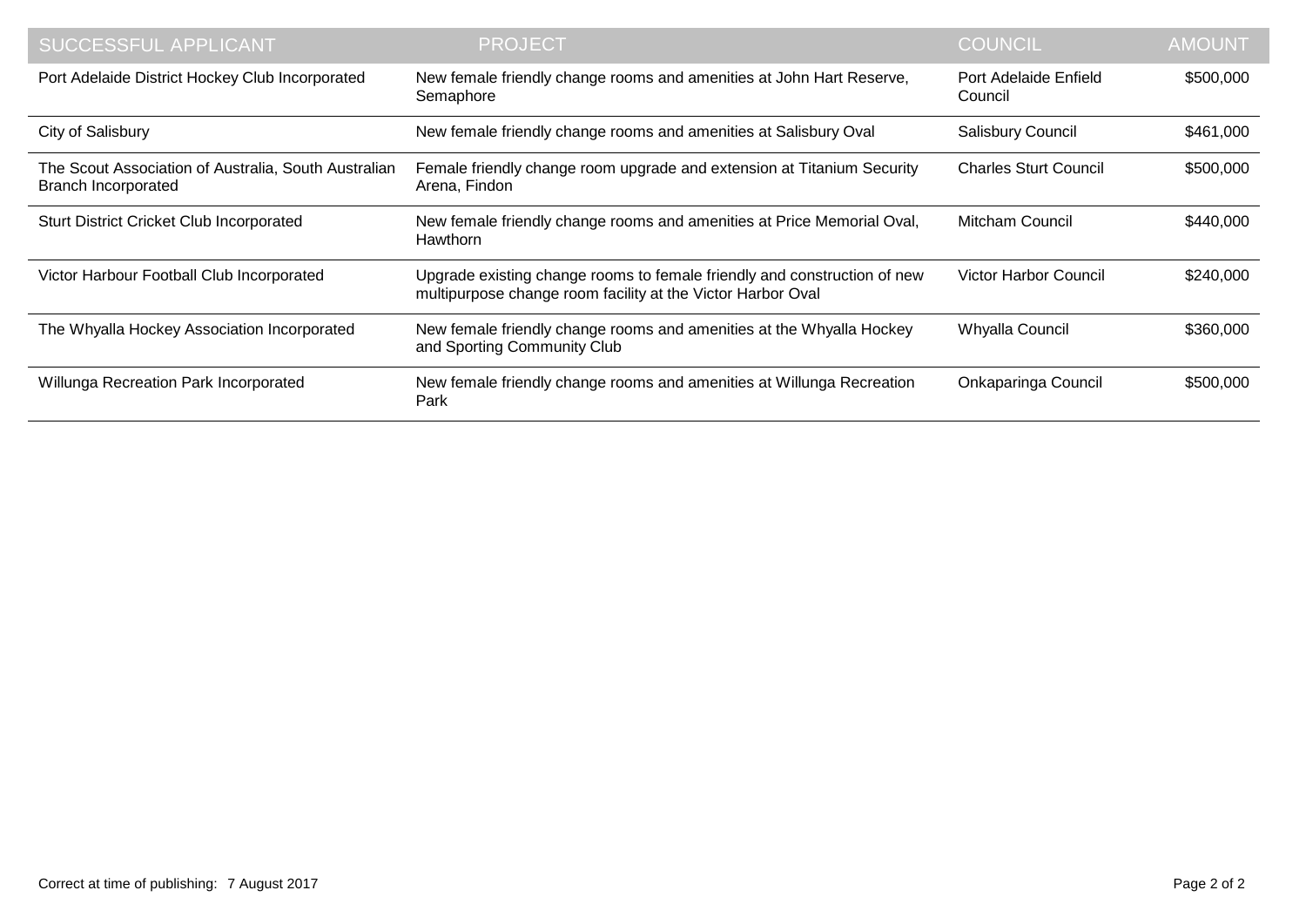| SUCCESSFUL APPLICANT | PROJECT | COUNCIL | AMOUNT |
|---|---|---|---|
| Port Adelaide District Hockey Club Incorporated | New female friendly change rooms and amenities at John Hart Reserve, Semaphore | Port Adelaide Enfield Council | $500,000 |
| City of Salisbury | New female friendly change rooms and amenities at Salisbury Oval | Salisbury Council | $461,000 |
| The Scout Association of Australia, South Australian Branch Incorporated | Female friendly change room upgrade and extension at Titanium Security Arena, Findon | Charles Sturt Council | $500,000 |
| Sturt District Cricket Club Incorporated | New female friendly change rooms and amenities at Price Memorial Oval, Hawthorn | Mitcham Council | $440,000 |
| Victor Harbour Football Club Incorporated | Upgrade existing change rooms to female friendly and construction of new multipurpose change room facility at the Victor Harbor Oval | Victor Harbor Council | $240,000 |
| The Whyalla Hockey Association Incorporated | New female friendly change rooms and amenities at the Whyalla Hockey and Sporting Community Club | Whyalla Council | $360,000 |
| Willunga Recreation Park Incorporated | New female friendly change rooms and amenities at Willunga Recreation Park | Onkaparinga Council | $500,000 |

Correct at time of publishing: 7 August 2017